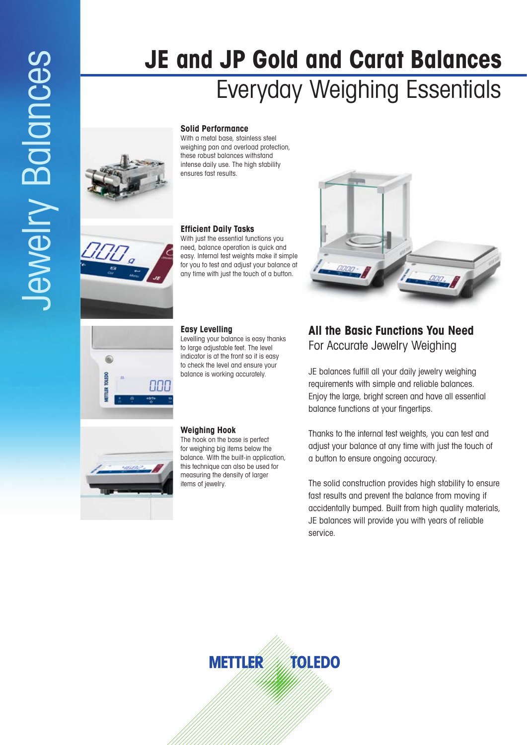Jewelry Balances

# JE and JP Gold and Carat Balances

## Everyday Weighing Essentials

### Solid Performance

With a metal base, stainless steel weighing pan and overload protection, these robust balances withstand intense daily use. The high stability ensures fast results.

### Efficient Daily Tasks

With just the essential functions you need, balance operation is quick and easy. Internal test weights make it simple for you to test and adjust your balance at any time with just the touch of a button.

### Easy Levelling

Levelling your balance is easy thanks to large adjustable feet. The level indicator is at the front so it is easy to check the level and ensure your balance is working accurately.

### Weighing Hook

The hook on the base is perfect for weighing big items below the balance. With the built-in application, this technique can also be used for measuring the density of larger items of jewelry.

## All the Basic Functions You Need

For Accurate Jewelry Weighing

JE balances fulfill all your daily jewelry weighing requirements with simple and reliable balances. Enjoy the large, bright screen and have all essential balance functions at your fingertips.

Thanks to the internal test weights, you can test and adjust your balance at any time with just the touch of a button to ensure ongoing accuracy.

The solid construction provides high stability to ensure fast results and prevent the balance from moving if accidentally bumped. Built from high quality materials, JE balances will provide you with years of reliable service.

METTLER TOLEDO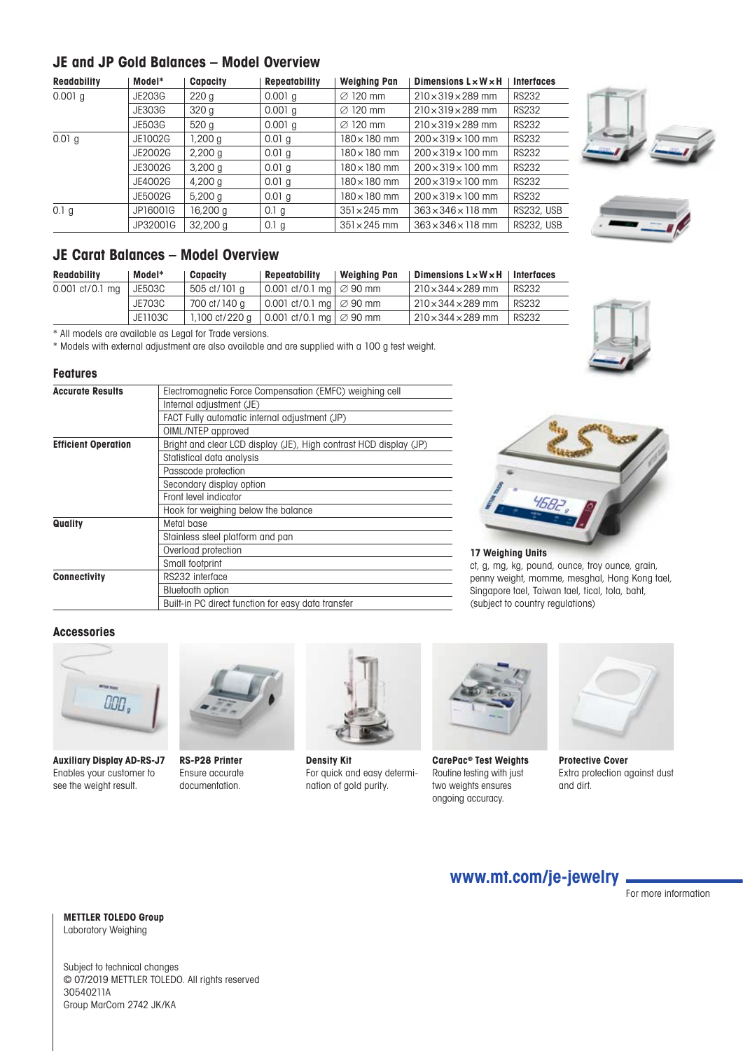## JE and JP Gold Balances – Model Overview

| Readability | Model* | Capacity | Repeatability | Weighing Pan | Dimensions L×W×H | Interfaces |
|---|---|---|---|---|---|---|
| 0.001 g | JE203G | 220 g | 0.001 g | ∅ 120 mm | 210×319×289 mm | RS232 |
| | JE303G | 320 g | 0.001 g | ∅ 120 mm | 210×319×289 mm | RS232 |
| | JE503G | 520 g | 0.001 g | ∅ 120 mm | 210×319×289 mm | RS232 |
| 0.01 g | JE1002G | 1,200 g | 0.01 g | 180×180 mm | 200×319×100 mm | RS232 |
| | JE2002G | 2,200 g | 0.01 g | 180×180 mm | 200×319×100 mm | RS232 |
| | JE3002G | 3,200 g | 0.01 g | 180×180 mm | 200×319×100 mm | RS232 |
| | JE4002G | 4,200 g | 0.01 g | 180×180 mm | 200×319×100 mm | RS232 |
| | JE5002G | 5,200 g | 0.01 g | 180×180 mm | 200×319×100 mm | RS232 |
| 0.1 g | JP16001G | 16,200 g | 0.1 g | 351×245 mm | 363×346×118 mm | RS232, USB |
| | JP32001G | 32,200 g | 0.1 g | 351×245 mm | 363×346×118 mm | RS232, USB |

## JE Carat Balances – Model Overview

| Readability | Model* | Capacity | Repeatability | Weighing Pan | Dimensions L×W×H | Interfaces |
|---|---|---|---|---|---|---|
| 0.001 ct/0.1 mg | JE503C | 505 ct/101 g | 0.001 ct/0.1 mg | ∅ 90 mm | 210×344×289 mm | RS232 |
| | JE703C | 700 ct/140 g | 0.001 ct/0.1 mg | ∅ 90 mm | 210×344×289 mm | RS232 |
| | JE1103C | 1,100 ct/220 g | 0.001 ct/0.1 mg | ∅ 90 mm | 210×344×289 mm | RS232 |

\* All models are available as Legal for Trade versions.

\* Models with external adjustment are also available and are supplied with a 100 g test weight.

### Features

| | |
|---|---|
| **Accurate Results** | Electromagnetic Force Compensation (EMFC) weighing cell |
| | Internal adjustment (JE) |
| | FACT Fully automatic internal adjustment (JP) |
| | OIML/NTEP approved |
| **Efficient Operation** | Bright and clear LCD display (JE), High contrast HCD display (JP) |
| | Statistical data analysis |
| | Passcode protection |
| | Secondary display option |
| | Front level indicator |
| | Hook for weighing below the balance |
| **Quality** | Metal base |
| | Stainless steel platform and pan |
| | Overload protection |
| | Small footprint |
| **Connectivity** | RS232 interface |
| | Bluetooth option |
| | Built-in PC direct function for easy data transfer |

**17 Weighing Units**
ct, g, mg, kg, pound, ounce, troy ounce, grain, penny weight, momme, mesghal, Hong Kong tael, Singapore tael, Taiwan tael, tical, tola, baht, (subject to country regulations)

### Accessories

**Auxiliary Display AD-RS-J7**
Enables your customer to see the weight result.

**RS-P28 Printer**
Ensure accurate documentation.

**Density Kit**
For quick and easy determination of gold purity.

**CarePac® Test Weights**
Routine testing with just two weights ensures ongoing accuracy.

**Protective Cover**
Extra protection against dust and dirt.

**www.mt.com/je-jewelry**
For more information

**METTLER TOLEDO Group**
Laboratory Weighing

Subject to technical changes
© 07/2019 METTLER TOLEDO. All rights reserved
30540211A
Group MarCom 2742 JK/KA